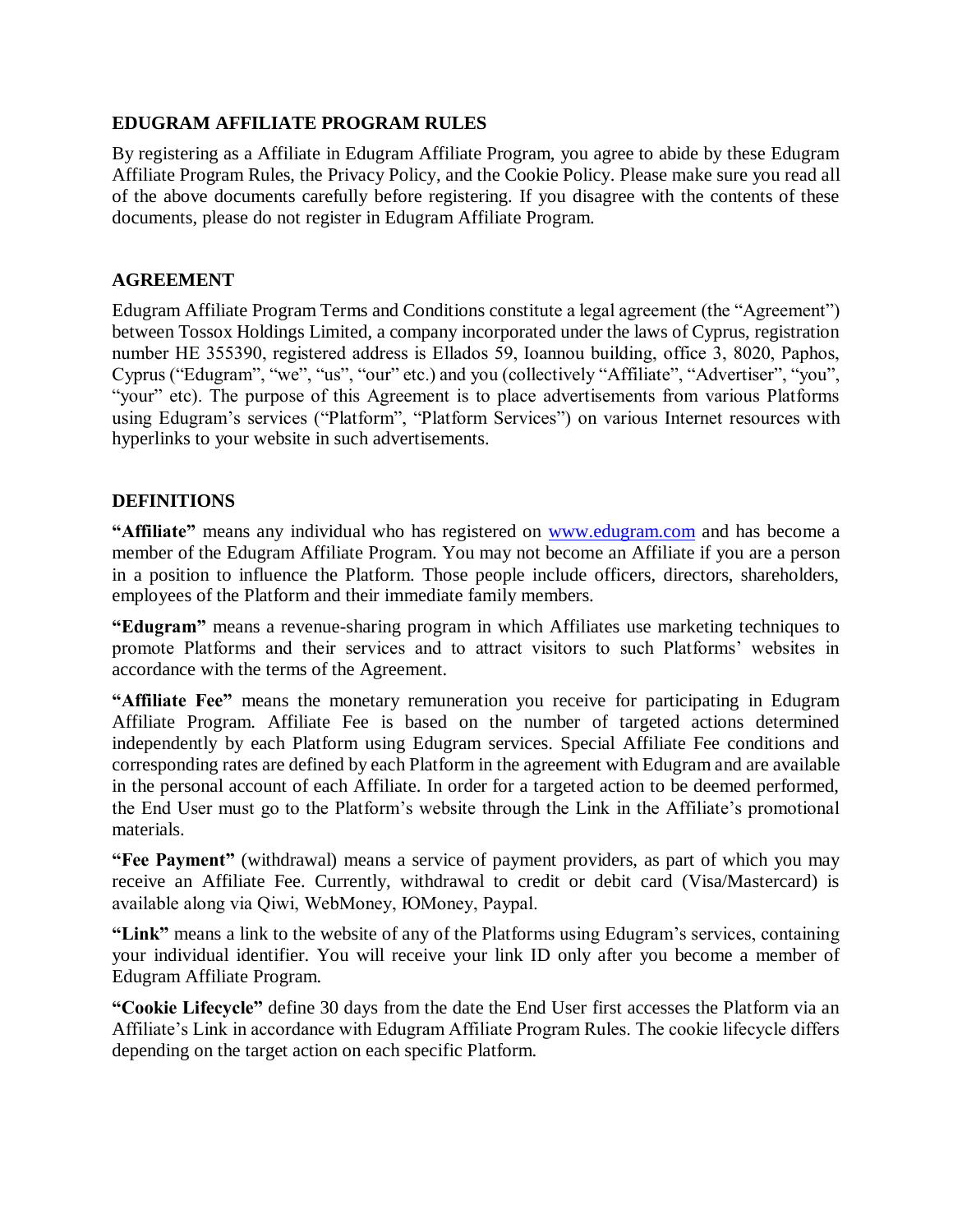## EDUGRAM AFFILIATE PROGRAM RULES

By registering as a Affiliate in Edugram Affiliate Program, you agree to abide by these Edugram Affiliate Program Rules, the Privacy Policy, and the Cookie Policy. Please make sure you read all of the above documents carefully before registering. If you disagree with the contents of these documents, please do not register in Edugram Affiliate Program.

## AGREEMENT

Edugram Affiliate Program Terms and Conditions constitute a legal agreement (the "Agreement") between Tossox Holdings Limited, a company incorporated under the laws of Cyprus, registration number HE 355390, registered address is Ellados 59, Ioannou building, office 3, 8020, Paphos, Cyprus ("Edugram", "we", "us", "our" etc.) and you (collectively "Affiliate", "Advertiser", "you", "your" etc). The purpose of this Agreement is to place advertisements from various Platforms using Edugram's services ("Platform", "Platform Services") on various Internet resources with hyperlinks to your website in such advertisements.

## DEFINITIONS

**"Affiliate"** means any individual who has registered on [www.edugram.com](www.edugram.com) and has become a member of the Edugram Affiliate Program. You may not become an Affiliate if you are a person in a position to influence the Platform. Those people include officers, directors, shareholders, employees of the Platform and their immediate family members.

**"Edugram"** means a revenue-sharing program in which Affiliates use marketing techniques to promote Platforms and their services and to attract visitors to such Platforms' websites in accordance with the terms of the Agreement.

**"Affiliate Fee"** means the monetary remuneration you receive for participating in Edugram Affiliate Program. Affiliate Fee is based on the number of targeted actions determined independently by each Platform using Edugram services. Special Affiliate Fee conditions and corresponding rates are defined by each Platform in the agreement with Edugram and are available in the personal account of each Affiliate. In order for a targeted action to be deemed performed, the End User must go to the Platform's website through the Link in the Affiliate's promotional materials.

**"Fee Payment"** (withdrawal) means a service of payment providers, as part of which you may receive an Affiliate Fee. Currently, withdrawal to credit or debit card (Visa/Mastercard) is available along via Qiwi, WebMoney, ЮMoney, Paypal.

**"Link"** means a link to the website of any of the Platforms using Edugram's services, containing your individual identifier. You will receive your link ID only after you become a member of Edugram Affiliate Program.

**"Cookie Lifecycle"** define 30 days from the date the End User first accesses the Platform via an Affiliate's Link in accordance with Edugram Affiliate Program Rules. The cookie lifecycle differs depending on the target action on each specific Platform.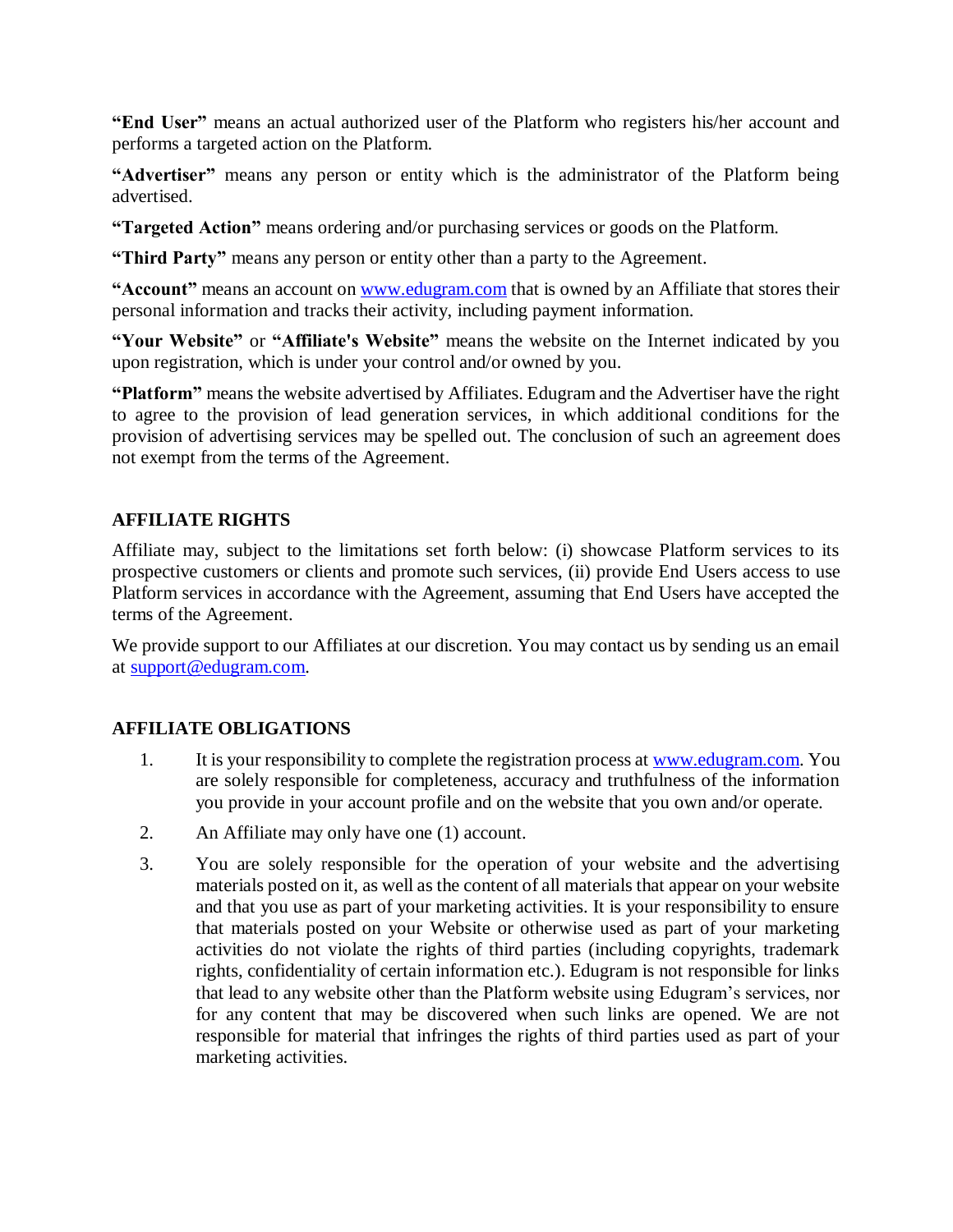**"End User"** means an actual authorized user of the Platform who registers his/her account and performs a targeted action on the Platform.

**"Advertiser"** means any person or entity which is the administrator of the Platform being advertised.

**"Targeted Action"** means ordering and/or purchasing services or goods on the Platform.

**"Third Party"** means any person or entity other than a party to the Agreement.

**"Account"** means an account on [www.edugram.com](http://www.edugram.com) that is owned by an Affiliate that stores their personal information and tracks their activity, including payment information.

**"Your Website"** or **"Affiliate's Website"** means the website on the Internet indicated by you upon registration, which is under your control and/or owned by you.

**"Platform"** means the website advertised by Affiliates. Edugram and the Advertiser have the right to agree to the provision of lead generation services, in which additional conditions for the provision of advertising services may be spelled out. The conclusion of such an agreement does not exempt from the terms of the Agreement.

## AFFILIATE RIGHTS

Affiliate may, subject to the limitations set forth below: (i) showcase Platform services to its prospective customers or clients and promote such services, (ii) provide End Users access to use Platform services in accordance with the Agreement, assuming that End Users have accepted the terms of the Agreement.

We provide support to our Affiliates at our discretion. You may contact us by sending us an email at [support@edugram.com](mailto:support@edugram.com).

## AFFILIATE OBLIGATIONS

1. It is your responsibility to complete the registration process at [www.edugram.com](http://www.edugram.com). You are solely responsible for completeness, accuracy and truthfulness of the information you provide in your account profile and on the website that you own and/or operate.
2. An Affiliate may only have one (1) account.
3. You are solely responsible for the operation of your website and the advertising materials posted on it, as well as the content of all materials that appear on your website and that you use as part of your marketing activities. It is your responsibility to ensure that materials posted on your Website or otherwise used as part of your marketing activities do not violate the rights of third parties (including copyrights, trademark rights, confidentiality of certain information etc.). Edugram is not responsible for links that lead to any website other than the Platform website using Edugram's services, nor for any content that may be discovered when such links are opened. We are not responsible for material that infringes the rights of third parties used as part of your marketing activities.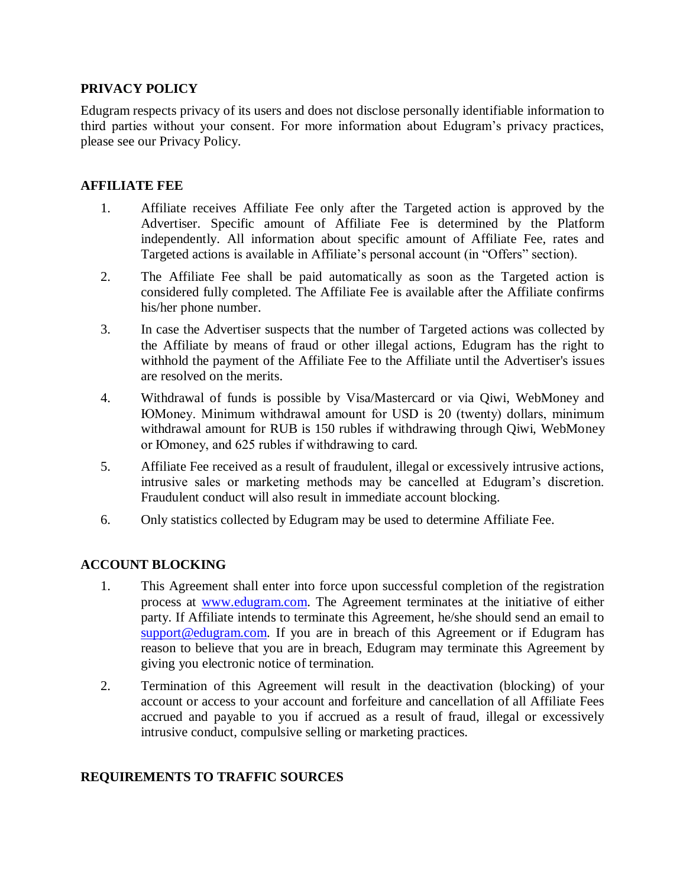## PRIVACY POLICY

Edugram respects privacy of its users and does not disclose personally identifiable information to third parties without your consent. For more information about Edugram's privacy practices, please see our Privacy Policy.

## AFFILIATE FEE

1. Affiliate receives Affiliate Fee only after the Targeted action is approved by the Advertiser. Specific amount of Affiliate Fee is determined by the Platform independently. All information about specific amount of Affiliate Fee, rates and Targeted actions is available in Affiliate's personal account (in "Offers" section).
2. The Affiliate Fee shall be paid automatically as soon as the Targeted action is considered fully completed. The Affiliate Fee is available after the Affiliate confirms his/her phone number.
3. In case the Advertiser suspects that the number of Targeted actions was collected by the Affiliate by means of fraud or other illegal actions, Edugram has the right to withhold the payment of the Affiliate Fee to the Affiliate until the Advertiser's issues are resolved on the merits.
4. Withdrawal of funds is possible by Visa/Mastercard or via Qiwi, WebMoney and ЮMoney. Minimum withdrawal amount for USD is 20 (twenty) dollars, minimum withdrawal amount for RUB is 150 rubles if withdrawing through Qiwi, WebMoney or Юmoney, and 625 rubles if withdrawing to card.
5. Affiliate Fee received as a result of fraudulent, illegal or excessively intrusive actions, intrusive sales or marketing methods may be cancelled at Edugram's discretion. Fraudulent conduct will also result in immediate account blocking.
6. Only statistics collected by Edugram may be used to determine Affiliate Fee.

## ACCOUNT BLOCKING

1. This Agreement shall enter into force upon successful completion of the registration process at www.edugram.com. The Agreement terminates at the initiative of either party. If Affiliate intends to terminate this Agreement, he/she should send an email to support@edugram.com. If you are in breach of this Agreement or if Edugram has reason to believe that you are in breach, Edugram may terminate this Agreement by giving you electronic notice of termination.
2. Termination of this Agreement will result in the deactivation (blocking) of your account or access to your account and forfeiture and cancellation of all Affiliate Fees accrued and payable to you if accrued as a result of fraud, illegal or excessively intrusive conduct, compulsive selling or marketing practices.

## REQUIREMENTS TO TRAFFIC SOURCES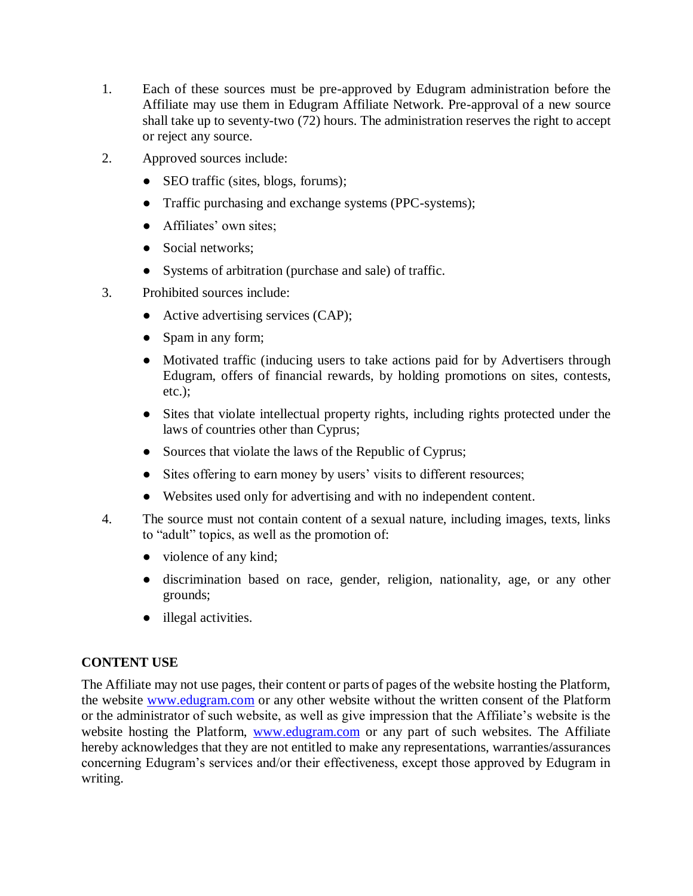1. Each of these sources must be pre-approved by Edugram administration before the Affiliate may use them in Edugram Affiliate Network. Pre-approval of a new source shall take up to seventy-two (72) hours. The administration reserves the right to accept or reject any source.

2. Approved sources include:
   - SEO traffic (sites, blogs, forums);
   - Traffic purchasing and exchange systems (PPC-systems);
   - Affiliates' own sites;
   - Social networks;
   - Systems of arbitration (purchase and sale) of traffic.

3. Prohibited sources include:
   - Active advertising services (CAP);
   - Spam in any form;
   - Motivated traffic (inducing users to take actions paid for by Advertisers through Edugram, offers of financial rewards, by holding promotions on sites, contests, etc.);
   - Sites that violate intellectual property rights, including rights protected under the laws of countries other than Cyprus;
   - Sources that violate the laws of the Republic of Cyprus;
   - Sites offering to earn money by users' visits to different resources;
   - Websites used only for advertising and with no independent content.

4. The source must not contain content of a sexual nature, including images, texts, links to "adult" topics, as well as the promotion of:
   - violence of any kind;
   - discrimination based on race, gender, religion, nationality, age, or any other grounds;
   - illegal activities.

**CONTENT USE**

The Affiliate may not use pages, their content or parts of pages of the website hosting the Platform, the website [www.edugram.com](http://www.edugram.com) or any other website without the written consent of the Platform or the administrator of such website, as well as give impression that the Affiliate's website is the website hosting the Platform, [www.edugram.com](http://www.edugram.com) or any part of such websites. The Affiliate hereby acknowledges that they are not entitled to make any representations, warranties/assurances concerning Edugram's services and/or their effectiveness, except those approved by Edugram in writing.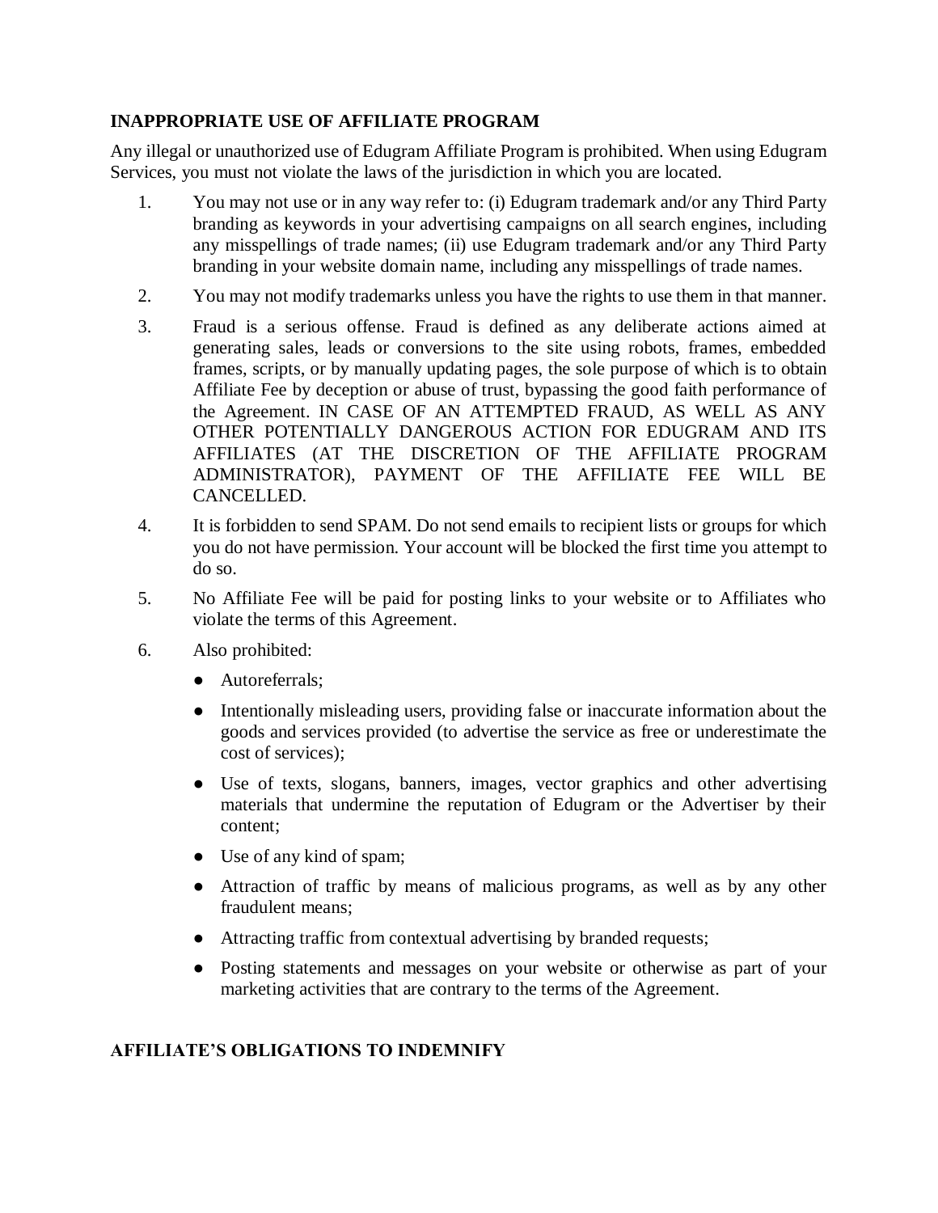**INAPPROPRIATE USE OF AFFILIATE PROGRAM**

Any illegal or unauthorized use of Edugram Affiliate Program is prohibited. When using Edugram Services, you must not violate the laws of the jurisdiction in which you are located.

1. You may not use or in any way refer to: (i) Edugram trademark and/or any Third Party branding as keywords in your advertising campaigns on all search engines, including any misspellings of trade names; (ii) use Edugram trademark and/or any Third Party branding in your website domain name, including any misspellings of trade names.
2. You may not modify trademarks unless you have the rights to use them in that manner.
3. Fraud is a serious offense. Fraud is defined as any deliberate actions aimed at generating sales, leads or conversions to the site using robots, frames, embedded frames, scripts, or by manually updating pages, the sole purpose of which is to obtain Affiliate Fee by deception or abuse of trust, bypassing the good faith performance of the Agreement. IN CASE OF AN ATTEMPTED FRAUD, AS WELL AS ANY OTHER POTENTIALLY DANGEROUS ACTION FOR EDUGRAM AND ITS AFFILIATES (AT THE DISCRETION OF THE AFFILIATE PROGRAM ADMINISTRATOR), PAYMENT OF THE AFFILIATE FEE WILL BE CANCELLED.
4. It is forbidden to send SPAM. Do not send emails to recipient lists or groups for which you do not have permission. Your account will be blocked the first time you attempt to do so.
5. No Affiliate Fee will be paid for posting links to your website or to Affiliates who violate the terms of this Agreement.
6. Also prohibited:
   - Autoreferrals;
   - Intentionally misleading users, providing false or inaccurate information about the goods and services provided (to advertise the service as free or underestimate the cost of services);
   - Use of texts, slogans, banners, images, vector graphics and other advertising materials that undermine the reputation of Edugram or the Advertiser by their content;
   - Use of any kind of spam;
   - Attraction of traffic by means of malicious programs, as well as by any other fraudulent means;
   - Attracting traffic from contextual advertising by branded requests;
   - Posting statements and messages on your website or otherwise as part of your marketing activities that are contrary to the terms of the Agreement.

**AFFILIATE'S OBLIGATIONS TO INDEMNIFY**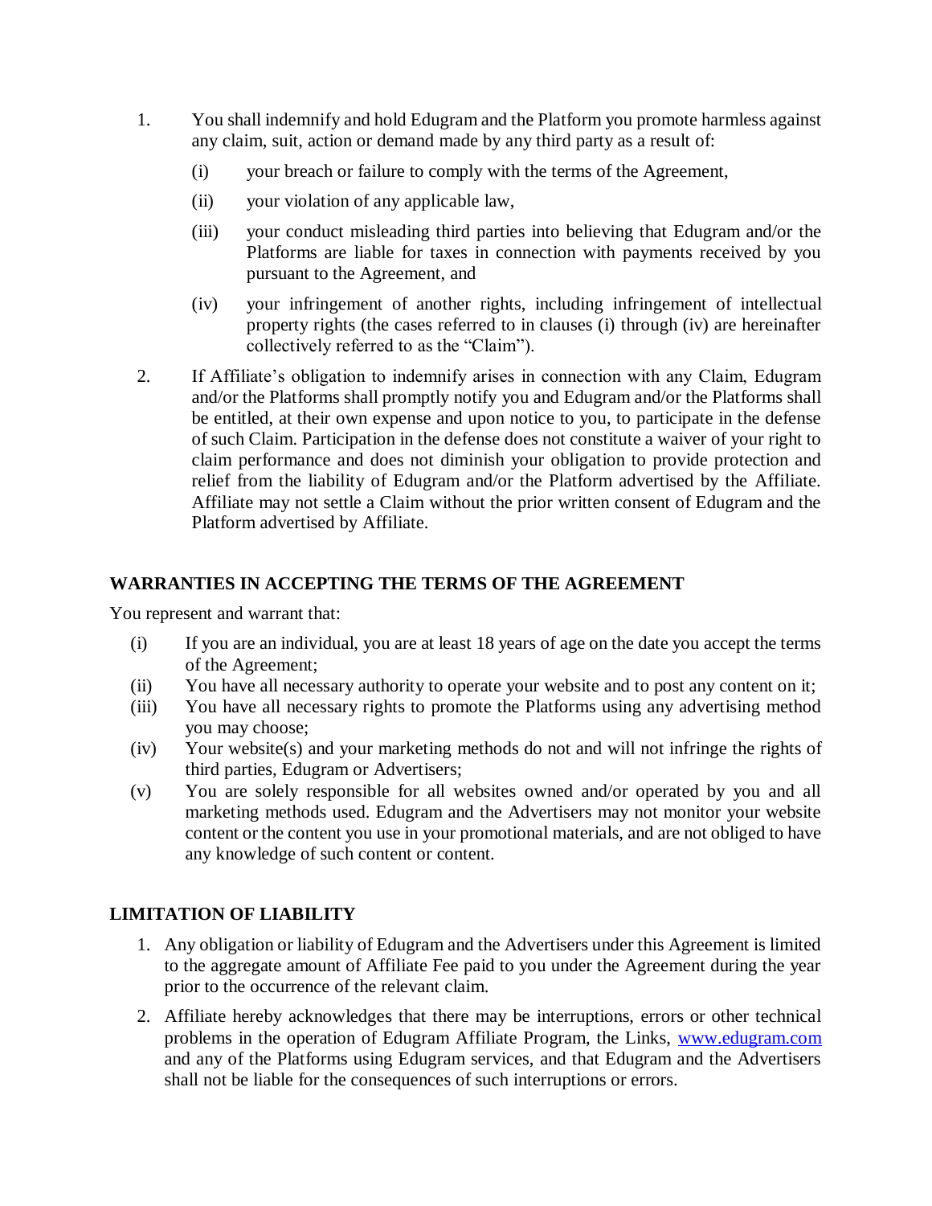1. You shall indemnify and hold Edugram and the Platform you promote harmless against any claim, suit, action or demand made by any third party as a result of:

   (i) your breach or failure to comply with the terms of the Agreement,

   (ii) your violation of any applicable law,

   (iii) your conduct misleading third parties into believing that Edugram and/or the Platforms are liable for taxes in connection with payments received by you pursuant to the Agreement, and

   (iv) your infringement of another rights, including infringement of intellectual property rights (the cases referred to in clauses (i) through (iv) are hereinafter collectively referred to as the "Claim").

2. If Affiliate's obligation to indemnify arises in connection with any Claim, Edugram and/or the Platforms shall promptly notify you and Edugram and/or the Platforms shall be entitled, at their own expense and upon notice to you, to participate in the defense of such Claim. Participation in the defense does not constitute a waiver of your right to claim performance and does not diminish your obligation to provide protection and relief from the liability of Edugram and/or the Platform advertised by the Affiliate. Affiliate may not settle a Claim without the prior written consent of Edugram and the Platform advertised by Affiliate.

## WARRANTIES IN ACCEPTING THE TERMS OF THE AGREEMENT

You represent and warrant that:

(i) If you are an individual, you are at least 18 years of age on the date you accept the terms of the Agreement;

(ii) You have all necessary authority to operate your website and to post any content on it;

(iii) You have all necessary rights to promote the Platforms using any advertising method you may choose;

(iv) Your website(s) and your marketing methods do not and will not infringe the rights of third parties, Edugram or Advertisers;

(v) You are solely responsible for all websites owned and/or operated by you and all marketing methods used. Edugram and the Advertisers may not monitor your website content or the content you use in your promotional materials, and are not obliged to have any knowledge of such content or content.

## LIMITATION OF LIABILITY

1. Any obligation or liability of Edugram and the Advertisers under this Agreement is limited to the aggregate amount of Affiliate Fee paid to you under the Agreement during the year prior to the occurrence of the relevant claim.
2. Affiliate hereby acknowledges that there may be interruptions, errors or other technical problems in the operation of Edugram Affiliate Program, the Links, www.edugram.com and any of the Platforms using Edugram services, and that Edugram and the Advertisers shall not be liable for the consequences of such interruptions or errors.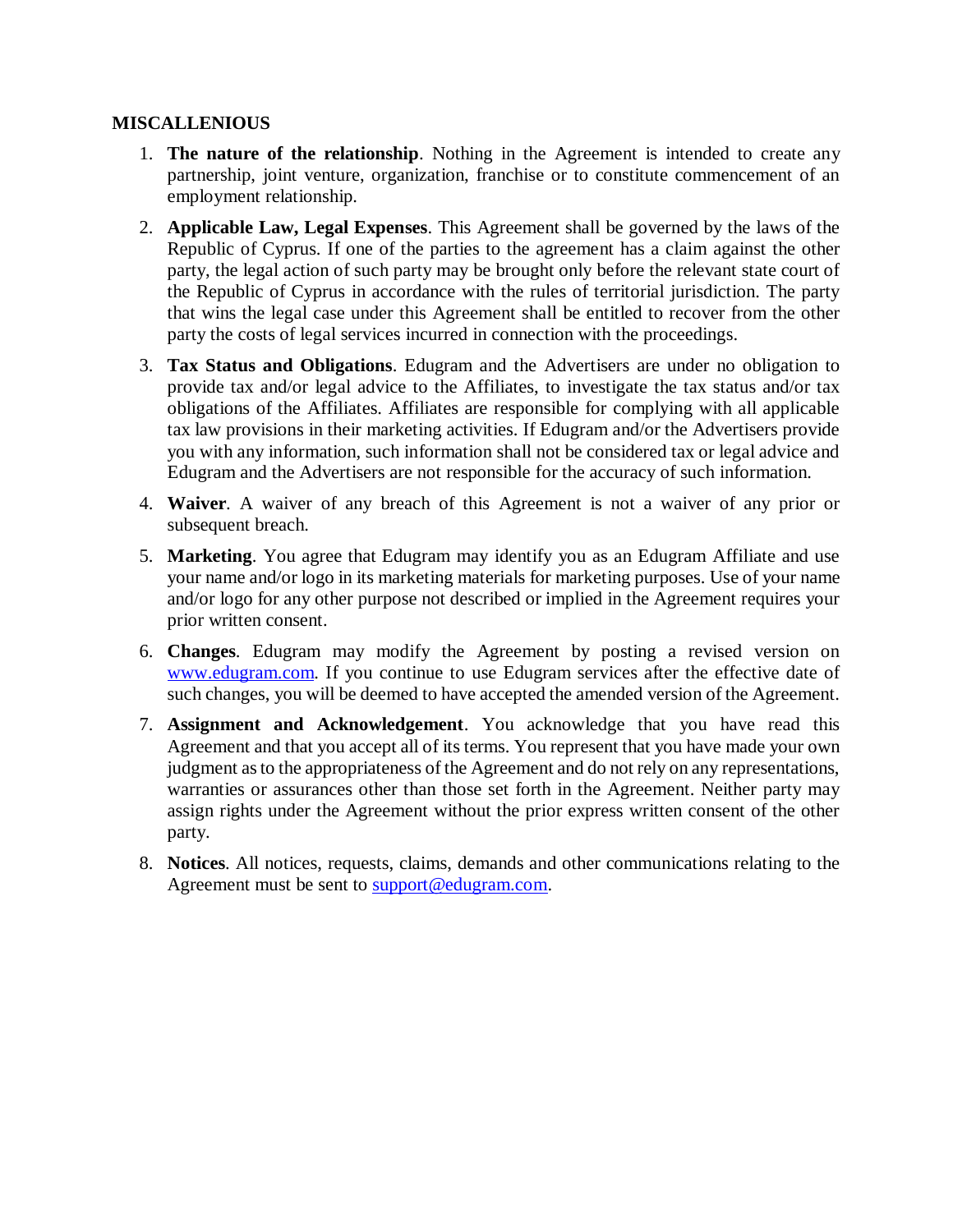**MISCALLENIOUS**

1. **The nature of the relationship**. Nothing in the Agreement is intended to create any partnership, joint venture, organization, franchise or to constitute commencement of an employment relationship.

2. **Applicable Law, Legal Expenses**. This Agreement shall be governed by the laws of the Republic of Cyprus. If one of the parties to the agreement has a claim against the other party, the legal action of such party may be brought only before the relevant state court of the Republic of Cyprus in accordance with the rules of territorial jurisdiction. The party that wins the legal case under this Agreement shall be entitled to recover from the other party the costs of legal services incurred in connection with the proceedings.

3. **Tax Status and Obligations**. Edugram and the Advertisers are under no obligation to provide tax and/or legal advice to the Affiliates, to investigate the tax status and/or tax obligations of the Affiliates. Affiliates are responsible for complying with all applicable tax law provisions in their marketing activities. If Edugram and/or the Advertisers provide you with any information, such information shall not be considered tax or legal advice and Edugram and the Advertisers are not responsible for the accuracy of such information.

4. **Waiver**. A waiver of any breach of this Agreement is not a waiver of any prior or subsequent breach.

5. **Marketing**. You agree that Edugram may identify you as an Edugram Affiliate and use your name and/or logo in its marketing materials for marketing purposes. Use of your name and/or logo for any other purpose not described or implied in the Agreement requires your prior written consent.

6. **Changes**. Edugram may modify the Agreement by posting a revised version on [www.edugram.com](http://www.edugram.com). If you continue to use Edugram services after the effective date of such changes, you will be deemed to have accepted the amended version of the Agreement.

7. **Assignment and Acknowledgement**. You acknowledge that you have read this Agreement and that you accept all of its terms. You represent that you have made your own judgment as to the appropriateness of the Agreement and do not rely on any representations, warranties or assurances other than those set forth in the Agreement. Neither party may assign rights under the Agreement without the prior express written consent of the other party.

8. **Notices**. All notices, requests, claims, demands and other communications relating to the Agreement must be sent to [support@edugram.com](mailto:support@edugram.com).